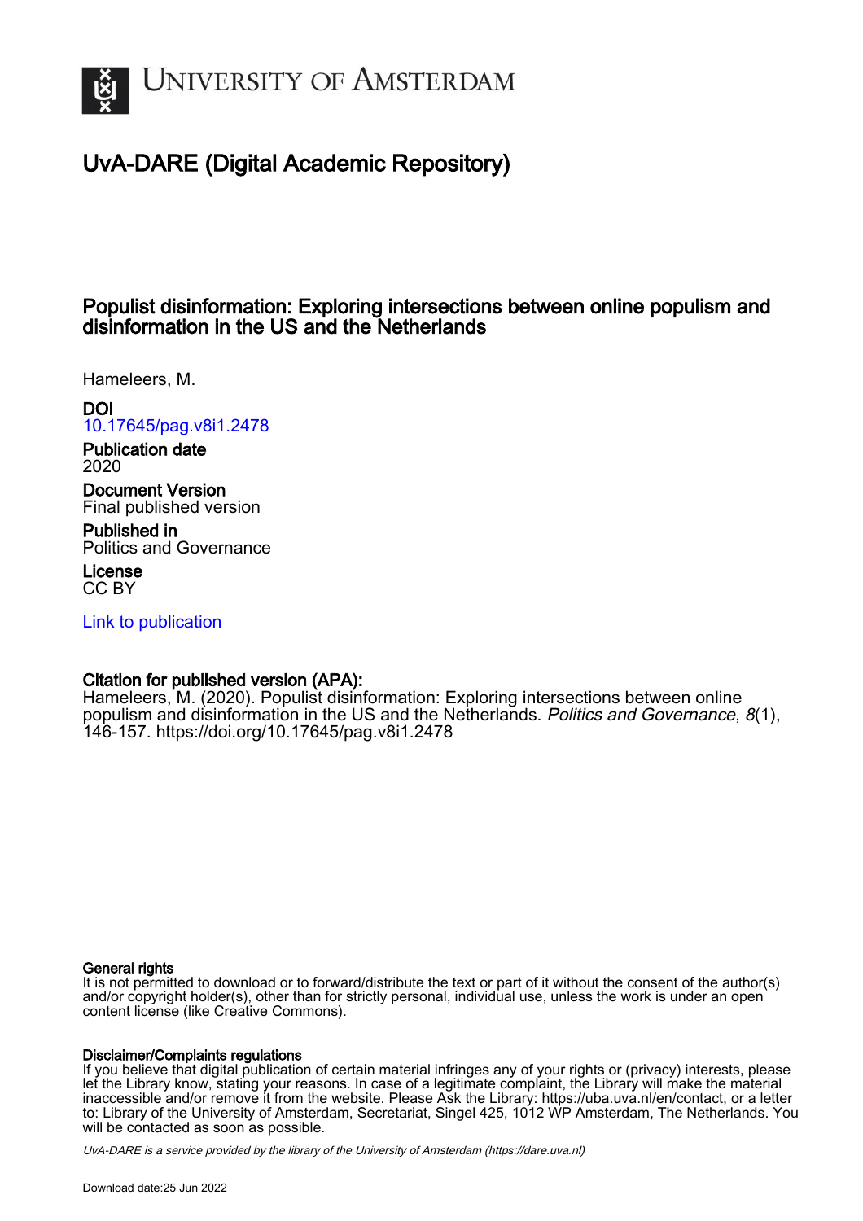# University of Amsterdam

## UvA-DARE (Digital Academic Repository)

### Populist disinformation: Exploring intersections between online populism and disinformation in the US and the Netherlands

Hameleers, M.

**DOI**
10.17645/pag.v8i1.2478

**Publication date**
2020

**Document Version**
Final published version

**Published in**
Politics and Governance

**License**
CC BY

Link to publication

**Citation for published version (APA):**
Hameleers, M. (2020). Populist disinformation: Exploring intersections between online populism and disinformation in the US and the Netherlands. *Politics and Governance*, *8*(1), 146-157. https://doi.org/10.17645/pag.v8i1.2478

**General rights**
It is not permitted to download or to forward/distribute the text or part of it without the consent of the author(s) and/or copyright holder(s), other than for strictly personal, individual use, unless the work is under an open content license (like Creative Commons).

**Disclaimer/Complaints regulations**
If you believe that digital publication of certain material infringes any of your rights or (privacy) interests, please let the Library know, stating your reasons. In case of a legitimate complaint, the Library will make the material inaccessible and/or remove it from the website. Please Ask the Library: https://uba.uva.nl/en/contact, or a letter to: Library of the University of Amsterdam, Secretariat, Singel 425, 1012 WP Amsterdam, The Netherlands. You will be contacted as soon as possible.

*UvA-DARE is a service provided by the library of the University of Amsterdam (https://dare.uva.nl)*

Download date:25 Jun 2022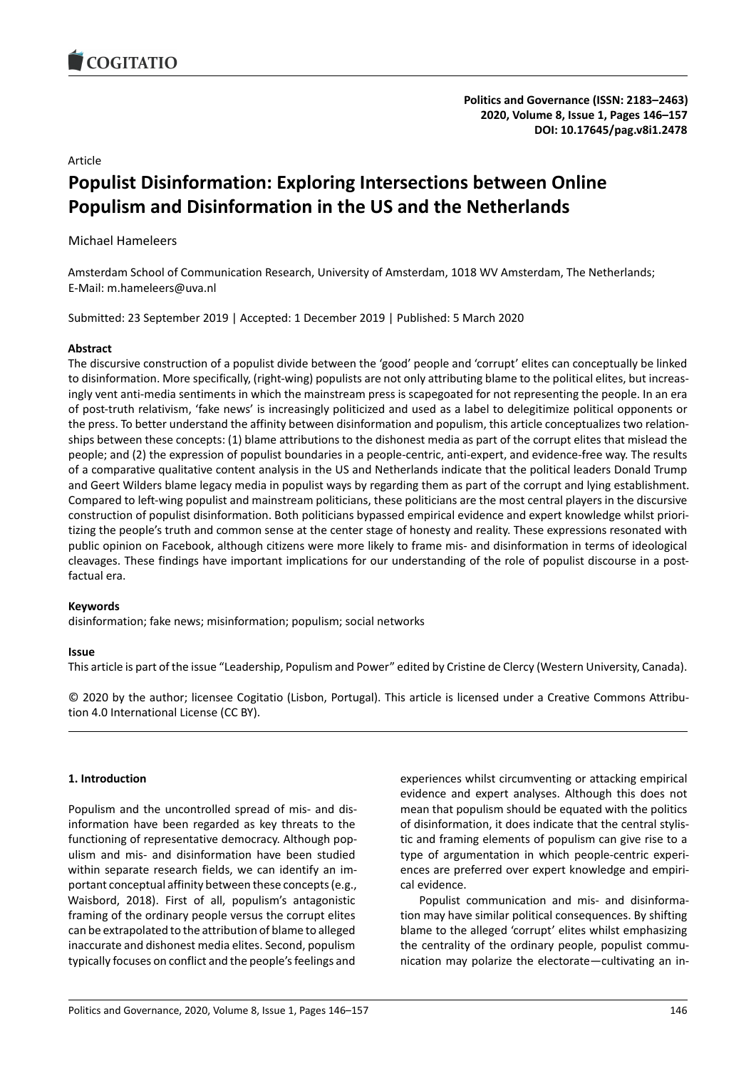Article

# Populist Disinformation: Exploring Intersections between Online Populism and Disinformation in the US and the Netherlands

Michael Hameleers

Amsterdam School of Communication Research, University of Amsterdam, 1018 WV Amsterdam, The Netherlands; E-Mail: m.hameleers@uva.nl

Submitted: 23 September 2019 | Accepted: 1 December 2019 | Published: 5 March 2020

**Abstract**

The discursive construction of a populist divide between the 'good' people and 'corrupt' elites can conceptually be linked to disinformation. More specifically, (right-wing) populists are not only attributing blame to the political elites, but increasingly vent anti-media sentiments in which the mainstream press is scapegoated for not representing the people. In an era of post-truth relativism, 'fake news' is increasingly politicized and used as a label to delegitimize political opponents or the press. To better understand the affinity between disinformation and populism, this article conceptualizes two relationships between these concepts: (1) blame attributions to the dishonest media as part of the corrupt elites that mislead the people; and (2) the expression of populist boundaries in a people-centric, anti-expert, and evidence-free way. The results of a comparative qualitative content analysis in the US and Netherlands indicate that the political leaders Donald Trump and Geert Wilders blame legacy media in populist ways by regarding them as part of the corrupt and lying establishment. Compared to left-wing populist and mainstream politicians, these politicians are the most central players in the discursive construction of populist disinformation. Both politicians bypassed empirical evidence and expert knowledge whilst prioritizing the people's truth and common sense at the center stage of honesty and reality. These expressions resonated with public opinion on Facebook, although citizens were more likely to frame mis- and disinformation in terms of ideological cleavages. These findings have important implications for our understanding of the role of populist discourse in a post-factual era.

**Keywords**

disinformation; fake news; misinformation; populism; social networks

**Issue**

This article is part of the issue "Leadership, Populism and Power" edited by Cristine de Clercy (Western University, Canada).

© 2020 by the author; licensee Cogitatio (Lisbon, Portugal). This article is licensed under a Creative Commons Attribution 4.0 International License (CC BY).

## 1. Introduction

Populism and the uncontrolled spread of mis- and disinformation have been regarded as key threats to the functioning of representative democracy. Although populism and mis- and disinformation have been studied within separate research fields, we can identify an important conceptual affinity between these concepts (e.g., Waisbord, 2018). First of all, populism's antagonistic framing of the ordinary people versus the corrupt elites can be extrapolated to the attribution of blame to alleged inaccurate and dishonest media elites. Second, populism typically focuses on conflict and the people's feelings and experiences whilst circumventing or attacking empirical evidence and expert analyses. Although this does not mean that populism should be equated with the politics of disinformation, it does indicate that the central stylistic and framing elements of populism can give rise to a type of argumentation in which people-centric experiences are preferred over expert knowledge and empirical evidence.

Populist communication and mis- and disinformation may have similar political consequences. By shifting blame to the alleged 'corrupt' elites whilst emphasizing the centrality of the ordinary people, populist communication may polarize the electorate—cultivating an in-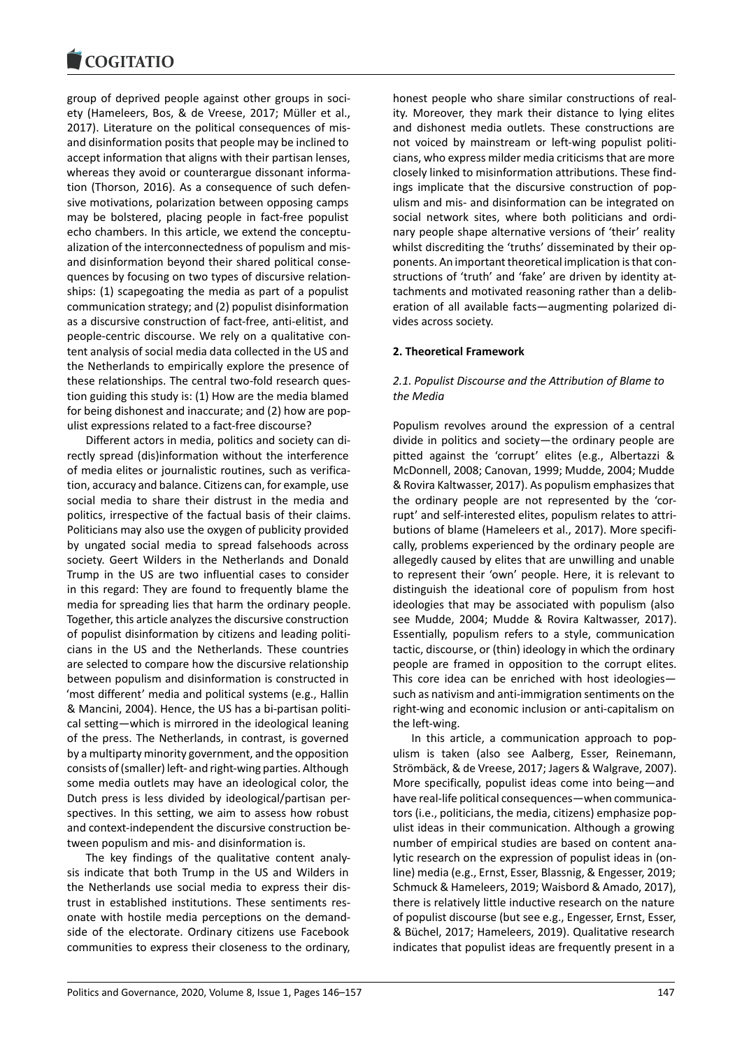group of deprived people against other groups in society (Hameleers, Bos, & de Vreese, 2017; Müller et al., 2017). Literature on the political consequences of mis- and disinformation posits that people may be inclined to accept information that aligns with their partisan lenses, whereas they avoid or counterargue dissonant information (Thorson, 2016). As a consequence of such defensive motivations, polarization between opposing camps may be bolstered, placing people in fact-free populist echo chambers. In this article, we extend the conceptualization of the interconnectedness of populism and mis- and disinformation beyond their shared political consequences by focusing on two types of discursive relationships: (1) scapegoating the media as part of a populist communication strategy; and (2) populist disinformation as a discursive construction of fact-free, anti-elitist, and people-centric discourse. We rely on a qualitative content analysis of social media data collected in the US and the Netherlands to empirically explore the presence of these relationships. The central two-fold research question guiding this study is: (1) How are the media blamed for being dishonest and inaccurate; and (2) how are populist expressions related to a fact-free discourse?

Different actors in media, politics and society can directly spread (dis)information without the interference of media elites or journalistic routines, such as verification, accuracy and balance. Citizens can, for example, use social media to share their distrust in the media and politics, irrespective of the factual basis of their claims. Politicians may also use the oxygen of publicity provided by ungated social media to spread falsehoods across society. Geert Wilders in the Netherlands and Donald Trump in the US are two influential cases to consider in this regard: They are found to frequently blame the media for spreading lies that harm the ordinary people. Together, this article analyzes the discursive construction of populist disinformation by citizens and leading politicians in the US and the Netherlands. These countries are selected to compare how the discursive relationship between populism and disinformation is constructed in 'most different' media and political systems (e.g., Hallin & Mancini, 2004). Hence, the US has a bi-partisan political setting—which is mirrored in the ideological leaning of the press. The Netherlands, in contrast, is governed by a multiparty minority government, and the opposition consists of (smaller) left- and right-wing parties. Although some media outlets may have an ideological color, the Dutch press is less divided by ideological/partisan perspectives. In this setting, we aim to assess how robust and context-independent the discursive construction between populism and mis- and disinformation is.

The key findings of the qualitative content analysis indicate that both Trump in the US and Wilders in the Netherlands use social media to express their distrust in established institutions. These sentiments resonate with hostile media perceptions on the demand-side of the electorate. Ordinary citizens use Facebook communities to express their closeness to the ordinary, honest people who share similar constructions of reality. Moreover, they mark their distance to lying elites and dishonest media outlets. These constructions are not voiced by mainstream or left-wing populist politicians, who express milder media criticisms that are more closely linked to misinformation attributions. These findings implicate that the discursive construction of populism and mis- and disinformation can be integrated on social network sites, where both politicians and ordinary people shape alternative versions of 'their' reality whilst discrediting the 'truths' disseminated by their opponents. An important theoretical implication is that constructions of 'truth' and 'fake' are driven by identity attachments and motivated reasoning rather than a deliberation of all available facts—augmenting polarized divides across society.

## 2. Theoretical Framework

### *2.1. Populist Discourse and the Attribution of Blame to the Media*

Populism revolves around the expression of a central divide in politics and society—the ordinary people are pitted against the 'corrupt' elites (e.g., Albertazzi & McDonnell, 2008; Canovan, 1999; Mudde, 2004; Mudde & Rovira Kaltwasser, 2017). As populism emphasizes that the ordinary people are not represented by the 'corrupt' and self-interested elites, populism relates to attributions of blame (Hameleers et al., 2017). More specifically, problems experienced by the ordinary people are allegedly caused by elites that are unwilling and unable to represent their 'own' people. Here, it is relevant to distinguish the ideational core of populism from host ideologies that may be associated with populism (also see Mudde, 2004; Mudde & Rovira Kaltwasser, 2017). Essentially, populism refers to a style, communication tactic, discourse, or (thin) ideology in which the ordinary people are framed in opposition to the corrupt elites. This core idea can be enriched with host ideologies—such as nativism and anti-immigration sentiments on the right-wing and economic inclusion or anti-capitalism on the left-wing.

In this article, a communication approach to populism is taken (also see Aalberg, Esser, Reinemann, Strömbäck, & de Vreese, 2017; Jagers & Walgrave, 2007). More specifically, populist ideas come into being—and have real-life political consequences—when communicators (i.e., politicians, the media, citizens) emphasize populist ideas in their communication. Although a growing number of empirical studies are based on content analytic research on the expression of populist ideas in (online) media (e.g., Ernst, Esser, Blassnig, & Engesser, 2019; Schmuck & Hameleers, 2019; Waisbord & Amado, 2017), there is relatively little inductive research on the nature of populist discourse (but see e.g., Engesser, Ernst, Esser, & Büchel, 2017; Hameleers, 2019). Qualitative research indicates that populist ideas are frequently present in a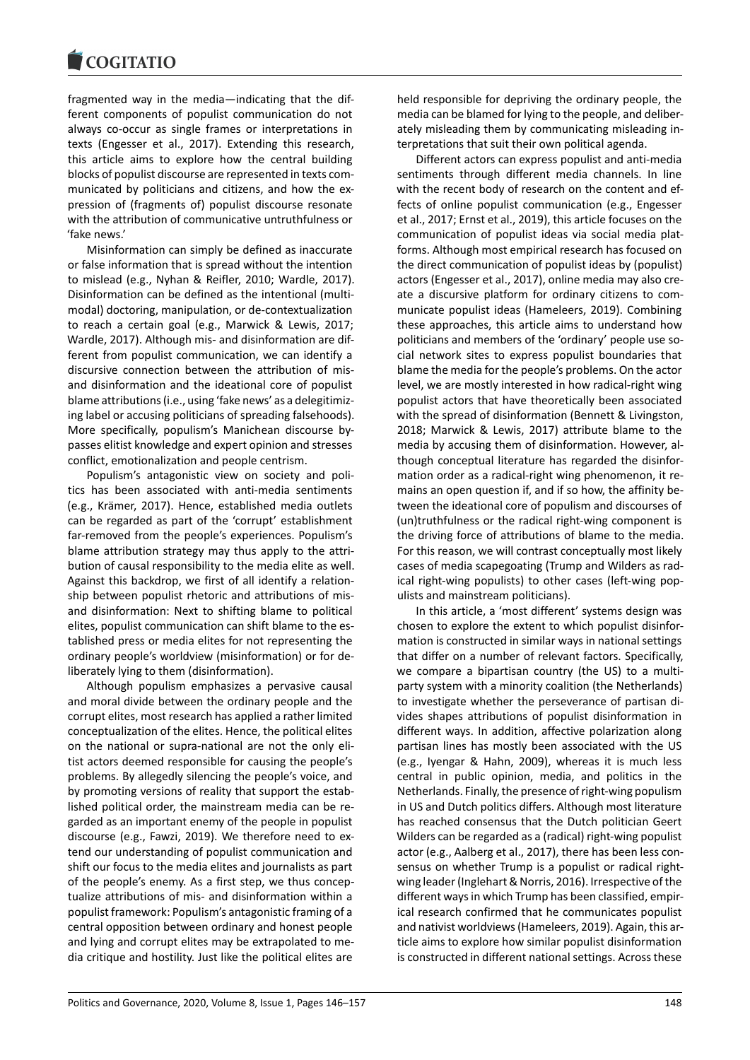fragmented way in the media—indicating that the different components of populist communication do not always co-occur as single frames or interpretations in texts (Engesser et al., 2017). Extending this research, this article aims to explore how the central building blocks of populist discourse are represented in texts communicated by politicians and citizens, and how the expression of (fragments of) populist discourse resonate with the attribution of communicative untruthfulness or 'fake news.'

Misinformation can simply be defined as inaccurate or false information that is spread without the intention to mislead (e.g., Nyhan & Reifler, 2010; Wardle, 2017). Disinformation can be defined as the intentional (multimodal) doctoring, manipulation, or de-contextualization to reach a certain goal (e.g., Marwick & Lewis, 2017; Wardle, 2017). Although mis- and disinformation are different from populist communication, we can identify a discursive connection between the attribution of mis- and disinformation and the ideational core of populist blame attributions (i.e., using 'fake news' as a delegitimizing label or accusing politicians of spreading falsehoods). More specifically, populism's Manichean discourse bypasses elitist knowledge and expert opinion and stresses conflict, emotionalization and people centrism.

Populism's antagonistic view on society and politics has been associated with anti-media sentiments (e.g., Krämer, 2017). Hence, established media outlets can be regarded as part of the 'corrupt' establishment far-removed from the people's experiences. Populism's blame attribution strategy may thus apply to the attribution of causal responsibility to the media elite as well. Against this backdrop, we first of all identify a relationship between populist rhetoric and attributions of mis- and disinformation: Next to shifting blame to political elites, populist communication can shift blame to the established press or media elites for not representing the ordinary people's worldview (misinformation) or for deliberately lying to them (disinformation).

Although populism emphasizes a pervasive causal and moral divide between the ordinary people and the corrupt elites, most research has applied a rather limited conceptualization of the elites. Hence, the political elites on the national or supra-national are not the only elitist actors deemed responsible for causing the people's problems. By allegedly silencing the people's voice, and by promoting versions of reality that support the established political order, the mainstream media can be regarded as an important enemy of the people in populist discourse (e.g., Fawzi, 2019). We therefore need to extend our understanding of populist communication and shift our focus to the media elites and journalists as part of the people's enemy. As a first step, we thus conceptualize attributions of mis- and disinformation within a populist framework: Populism's antagonistic framing of a central opposition between ordinary and honest people and lying and corrupt elites may be extrapolated to media critique and hostility. Just like the political elites are held responsible for depriving the ordinary people, the media can be blamed for lying to the people, and deliberately misleading them by communicating misleading interpretations that suit their own political agenda.

Different actors can express populist and anti-media sentiments through different media channels. In line with the recent body of research on the content and effects of online populist communication (e.g., Engesser et al., 2017; Ernst et al., 2019), this article focuses on the communication of populist ideas via social media platforms. Although most empirical research has focused on the direct communication of populist ideas by (populist) actors (Engesser et al., 2017), online media may also create a discursive platform for ordinary citizens to communicate populist ideas (Hameleers, 2019). Combining these approaches, this article aims to understand how politicians and members of the 'ordinary' people use social network sites to express populist boundaries that blame the media for the people's problems. On the actor level, we are mostly interested in how radical-right wing populist actors that have theoretically been associated with the spread of disinformation (Bennett & Livingston, 2018; Marwick & Lewis, 2017) attribute blame to the media by accusing them of disinformation. However, although conceptual literature has regarded the disinformation order as a radical-right wing phenomenon, it remains an open question if, and if so how, the affinity between the ideational core of populism and discourses of (un)truthfulness or the radical right-wing component is the driving force of attributions of blame to the media. For this reason, we will contrast conceptually most likely cases of media scapegoating (Trump and Wilders as radical right-wing populists) to other cases (left-wing populists and mainstream politicians).

In this article, a 'most different' systems design was chosen to explore the extent to which populist disinformation is constructed in similar ways in national settings that differ on a number of relevant factors. Specifically, we compare a bipartisan country (the US) to a multiparty system with a minority coalition (the Netherlands) to investigate whether the perseverance of partisan divides shapes attributions of populist disinformation in different ways. In addition, affective polarization along partisan lines has mostly been associated with the US (e.g., Iyengar & Hahn, 2009), whereas it is much less central in public opinion, media, and politics in the Netherlands. Finally, the presence of right-wing populism in US and Dutch politics differs. Although most literature has reached consensus that the Dutch politician Geert Wilders can be regarded as a (radical) right-wing populist actor (e.g., Aalberg et al., 2017), there has been less consensus on whether Trump is a populist or radical right-wing leader (Inglehart & Norris, 2016). Irrespective of the different ways in which Trump has been classified, empirical research confirmed that he communicates populist and nativist worldviews (Hameleers, 2019). Again, this article aims to explore how similar populist disinformation is constructed in different national settings. Across these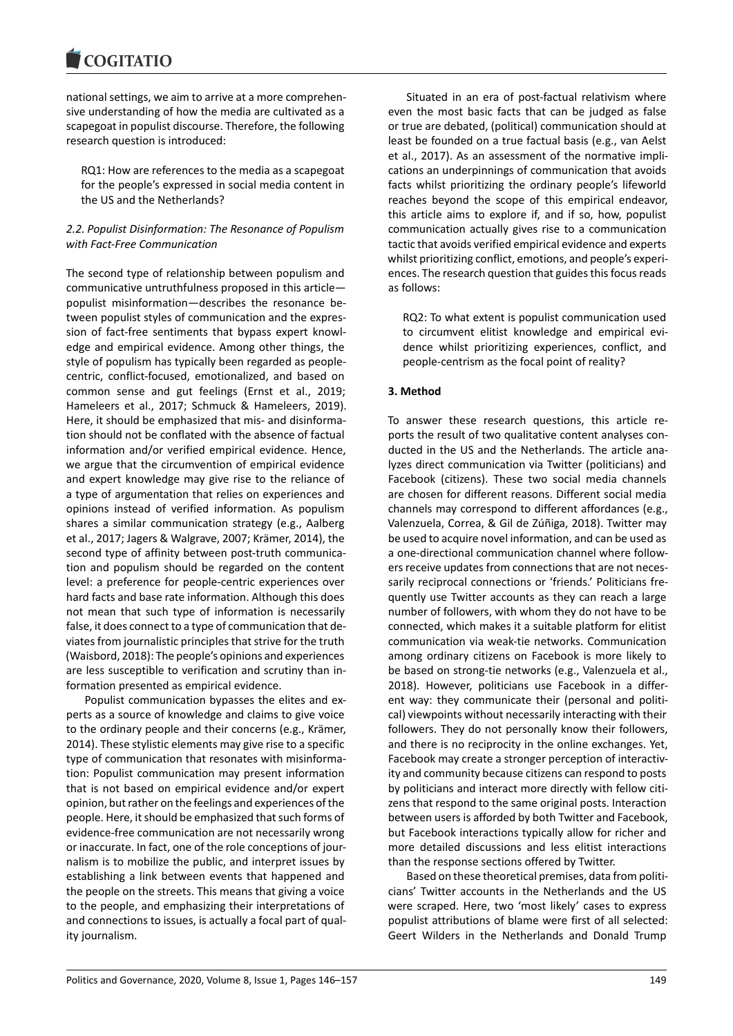national settings, we aim to arrive at a more comprehensive understanding of how the media are cultivated as a scapegoat in populist discourse. Therefore, the following research question is introduced:

> RQ1: How are references to the media as a scapegoat for the people's expressed in social media content in the US and the Netherlands?

### 2.2. Populist Disinformation: The Resonance of Populism with Fact-Free Communication

The second type of relationship between populism and communicative untruthfulness proposed in this article—populist misinformation—describes the resonance between populist styles of communication and the expression of fact-free sentiments that bypass expert knowledge and empirical evidence. Among other things, the style of populism has typically been regarded as people-centric, conflict-focused, emotionalized, and based on common sense and gut feelings (Ernst et al., 2019; Hameleers et al., 2017; Schmuck & Hameleers, 2019). Here, it should be emphasized that mis- and disinformation should not be conflated with the absence of factual information and/or verified empirical evidence. Hence, we argue that the circumvention of empirical evidence and expert knowledge may give rise to the reliance of a type of argumentation that relies on experiences and opinions instead of verified information. As populism shares a similar communication strategy (e.g., Aalberg et al., 2017; Jagers & Walgrave, 2007; Krämer, 2014), the second type of affinity between post-truth communication and populism should be regarded on the content level: a preference for people-centric experiences over hard facts and base rate information. Although this does not mean that such type of information is necessarily false, it does connect to a type of communication that deviates from journalistic principles that strive for the truth (Waisbord, 2018): The people's opinions and experiences are less susceptible to verification and scrutiny than information presented as empirical evidence.

Populist communication bypasses the elites and experts as a source of knowledge and claims to give voice to the ordinary people and their concerns (e.g., Krämer, 2014). These stylistic elements may give rise to a specific type of communication that resonates with misinformation: Populist communication may present information that is not based on empirical evidence and/or expert opinion, but rather on the feelings and experiences of the people. Here, it should be emphasized that such forms of evidence-free communication are not necessarily wrong or inaccurate. In fact, one of the role conceptions of journalism is to mobilize the public, and interpret issues by establishing a link between events that happened and the people on the streets. This means that giving a voice to the people, and emphasizing their interpretations of and connections to issues, is actually a focal part of quality journalism.

Situated in an era of post-factual relativism where even the most basic facts that can be judged as false or true are debated, (political) communication should at least be founded on a true factual basis (e.g., van Aelst et al., 2017). As an assessment of the normative implications an underpinnings of communication that avoids facts whilst prioritizing the ordinary people's lifeworld reaches beyond the scope of this empirical endeavor, this article aims to explore if, and if so, how, populist communication actually gives rise to a communication tactic that avoids verified empirical evidence and experts whilst prioritizing conflict, emotions, and people's experiences. The research question that guides this focus reads as follows:

> RQ2: To what extent is populist communication used to circumvent elitist knowledge and empirical evidence whilst prioritizing experiences, conflict, and people-centrism as the focal point of reality?

## 3. Method

To answer these research questions, this article reports the result of two qualitative content analyses conducted in the US and the Netherlands. The article analyzes direct communication via Twitter (politicians) and Facebook (citizens). These two social media channels are chosen for different reasons. Different social media channels may correspond to different affordances (e.g., Valenzuela, Correa, & Gil de Zúñiga, 2018). Twitter may be used to acquire novel information, and can be used as a one-directional communication channel where followers receive updates from connections that are not necessarily reciprocal connections or 'friends.' Politicians frequently use Twitter accounts as they can reach a large number of followers, with whom they do not have to be connected, which makes it a suitable platform for elitist communication via weak-tie networks. Communication among ordinary citizens on Facebook is more likely to be based on strong-tie networks (e.g., Valenzuela et al., 2018). However, politicians use Facebook in a different way: they communicate their (personal and political) viewpoints without necessarily interacting with their followers. They do not personally know their followers, and there is no reciprocity in the online exchanges. Yet, Facebook may create a stronger perception of interactivity and community because citizens can respond to posts by politicians and interact more directly with fellow citizens that respond to the same original posts. Interaction between users is afforded by both Twitter and Facebook, but Facebook interactions typically allow for richer and more detailed discussions and less elitist interactions than the response sections offered by Twitter.

Based on these theoretical premises, data from politicians' Twitter accounts in the Netherlands and the US were scraped. Here, two 'most likely' cases to express populist attributions of blame were first of all selected: Geert Wilders in the Netherlands and Donald Trump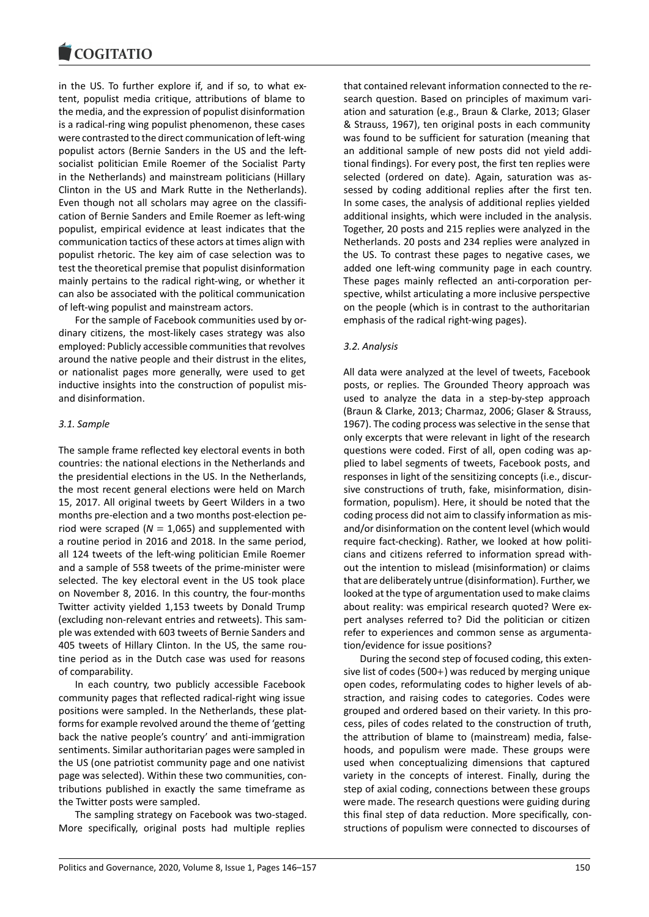in the US. To further explore if, and if so, to what extent, populist media critique, attributions of blame to the media, and the expression of populist disinformation is a radical-ring wing populist phenomenon, these cases were contrasted to the direct communication of left-wing populist actors (Bernie Sanders in the US and the left-socialist politician Emile Roemer of the Socialist Party in the Netherlands) and mainstream politicians (Hillary Clinton in the US and Mark Rutte in the Netherlands). Even though not all scholars may agree on the classification of Bernie Sanders and Emile Roemer as left-wing populist, empirical evidence at least indicates that the communication tactics of these actors at times align with populist rhetoric. The key aim of case selection was to test the theoretical premise that populist disinformation mainly pertains to the radical right-wing, or whether it can also be associated with the political communication of left-wing populist and mainstream actors.

For the sample of Facebook communities used by ordinary citizens, the most-likely cases strategy was also employed: Publicly accessible communities that revolves around the native people and their distrust in the elites, or nationalist pages more generally, were used to get inductive insights into the construction of populist mis- and disinformation.

### *3.1. Sample*

The sample frame reflected key electoral events in both countries: the national elections in the Netherlands and the presidential elections in the US. In the Netherlands, the most recent general elections were held on March 15, 2017. All original tweets by Geert Wilders in a two months pre-election and a two months post-election period were scraped ($N = 1{,}065$) and supplemented with a routine period in 2016 and 2018. In the same period, all 124 tweets of the left-wing politician Emile Roemer and a sample of 558 tweets of the prime-minister were selected. The key electoral event in the US took place on November 8, 2016. In this country, the four-months Twitter activity yielded 1,153 tweets by Donald Trump (excluding non-relevant entries and retweets). This sample was extended with 603 tweets of Bernie Sanders and 405 tweets of Hillary Clinton. In the US, the same routine period as in the Dutch case was used for reasons of comparability.

In each country, two publicly accessible Facebook community pages that reflected radical-right wing issue positions were sampled. In the Netherlands, these platforms for example revolved around the theme of 'getting back the native people's country' and anti-immigration sentiments. Similar authoritarian pages were sampled in the US (one patriotist community page and one nativist page was selected). Within these two communities, contributions published in exactly the same timeframe as the Twitter posts were sampled.

The sampling strategy on Facebook was two-staged. More specifically, original posts had multiple replies that contained relevant information connected to the research question. Based on principles of maximum variation and saturation (e.g., Braun & Clarke, 2013; Glaser & Strauss, 1967), ten original posts in each community was found to be sufficient for saturation (meaning that an additional sample of new posts did not yield additional findings). For every post, the first ten replies were selected (ordered on date). Again, saturation was assessed by coding additional replies after the first ten. In some cases, the analysis of additional replies yielded additional insights, which were included in the analysis. Together, 20 posts and 215 replies were analyzed in the Netherlands. 20 posts and 234 replies were analyzed in the US. To contrast these pages to negative cases, we added one left-wing community page in each country. These pages mainly reflected an anti-corporation perspective, whilst articulating a more inclusive perspective on the people (which is in contrast to the authoritarian emphasis of the radical right-wing pages).

### *3.2. Analysis*

All data were analyzed at the level of tweets, Facebook posts, or replies. The Grounded Theory approach was used to analyze the data in a step-by-step approach (Braun & Clarke, 2013; Charmaz, 2006; Glaser & Strauss, 1967). The coding process was selective in the sense that only excerpts that were relevant in light of the research questions were coded. First of all, open coding was applied to label segments of tweets, Facebook posts, and responses in light of the sensitizing concepts (i.e., discursive constructions of truth, fake, misinformation, disinformation, populism). Here, it should be noted that the coding process did not aim to classify information as mis- and/or disinformation on the content level (which would require fact-checking). Rather, we looked at how politicians and citizens referred to information spread without the intention to mislead (misinformation) or claims that are deliberately untrue (disinformation). Further, we looked at the type of argumentation used to make claims about reality: was empirical research quoted? Were expert analyses referred to? Did the politician or citizen refer to experiences and common sense as argumentation/evidence for issue positions?

During the second step of focused coding, this extensive list of codes (500+) was reduced by merging unique open codes, reformulating codes to higher levels of abstraction, and raising codes to categories. Codes were grouped and ordered based on their variety. In this process, piles of codes related to the construction of truth, the attribution of blame to (mainstream) media, falsehoods, and populism were made. These groups were used when conceptualizing dimensions that captured variety in the concepts of interest. Finally, during the step of axial coding, connections between these groups were made. The research questions were guiding during this final step of data reduction. More specifically, constructions of populism were connected to discourses of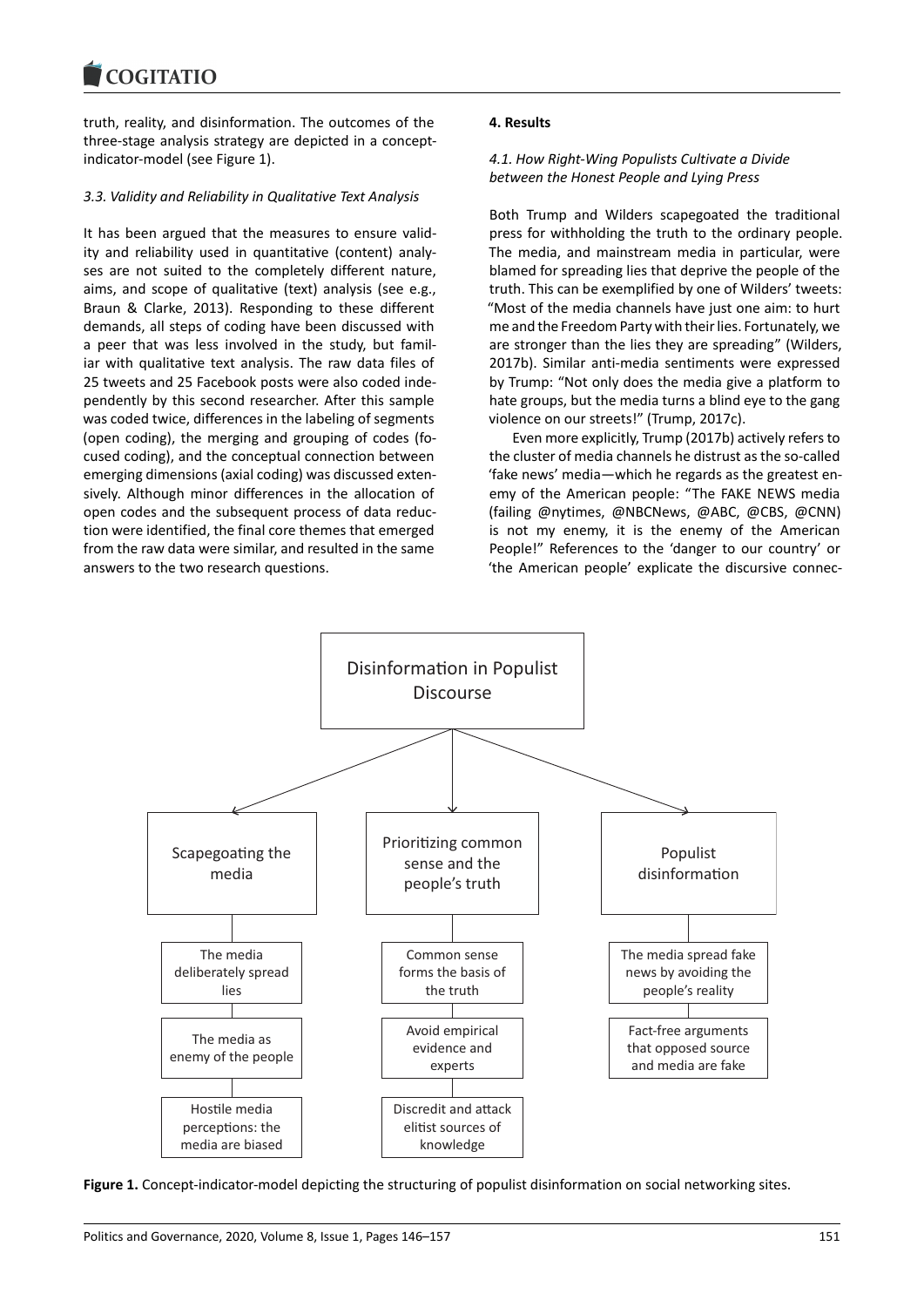truth, reality, and disinformation. The outcomes of the three-stage analysis strategy are depicted in a concept-indicator-model (see Figure 1).

### *3.3. Validity and Reliability in Qualitative Text Analysis*

It has been argued that the measures to ensure validity and reliability used in quantitative (content) analyses are not suited to the completely different nature, aims, and scope of qualitative (text) analysis (see e.g., Braun & Clarke, 2013). Responding to these different demands, all steps of coding have been discussed with a peer that was less involved in the study, but familiar with qualitative text analysis. The raw data files of 25 tweets and 25 Facebook posts were also coded independently by this second researcher. After this sample was coded twice, differences in the labeling of segments (open coding), the merging and grouping of codes (focused coding), and the conceptual connection between emerging dimensions (axial coding) was discussed extensively. Although minor differences in the allocation of open codes and the subsequent process of data reduction were identified, the final core themes that emerged from the raw data were similar, and resulted in the same answers to the two research questions.

## **4. Results**

### *4.1. How Right-Wing Populists Cultivate a Divide between the Honest People and Lying Press*

Both Trump and Wilders scapegoated the traditional press for withholding the truth to the ordinary people. The media, and mainstream media in particular, were blamed for spreading lies that deprive the people of the truth. This can be exemplified by one of Wilders' tweets: "Most of the media channels have just one aim: to hurt me and the Freedom Party with their lies. Fortunately, we are stronger than the lies they are spreading" (Wilders, 2017b). Similar anti-media sentiments were expressed by Trump: "Not only does the media give a platform to hate groups, but the media turns a blind eye to the gang violence on our streets!" (Trump, 2017c).

Even more explicitly, Trump (2017b) actively refers to the cluster of media channels he distrust as the so-called 'fake news' media—which he regards as the greatest enemy of the American people: "The FAKE NEWS media (failing @nytimes, @NBCNews, @ABC, @CBS, @CNN) is not my enemy, it is the enemy of the American People!" References to the 'danger to our country' or 'the American people' explicate the discursive connec-

Disinformation in Populist Discourse

- Scapegoating the media
  - The media deliberately spread lies
  - The media as enemy of the people
  - Hostile media perceptions: the media are biased
- Prioritizing common sense and the people's truth
  - Common sense forms the basis of the truth
  - Avoid empirical evidence and experts
  - Discredit and attack elitist sources of knowledge
- Populist disinformation
  - The media spread fake news by avoiding the people's reality
  - Fact-free arguments that opposed source and media are fake

**Figure 1.** Concept-indicator-model depicting the structuring of populist disinformation on social networking sites.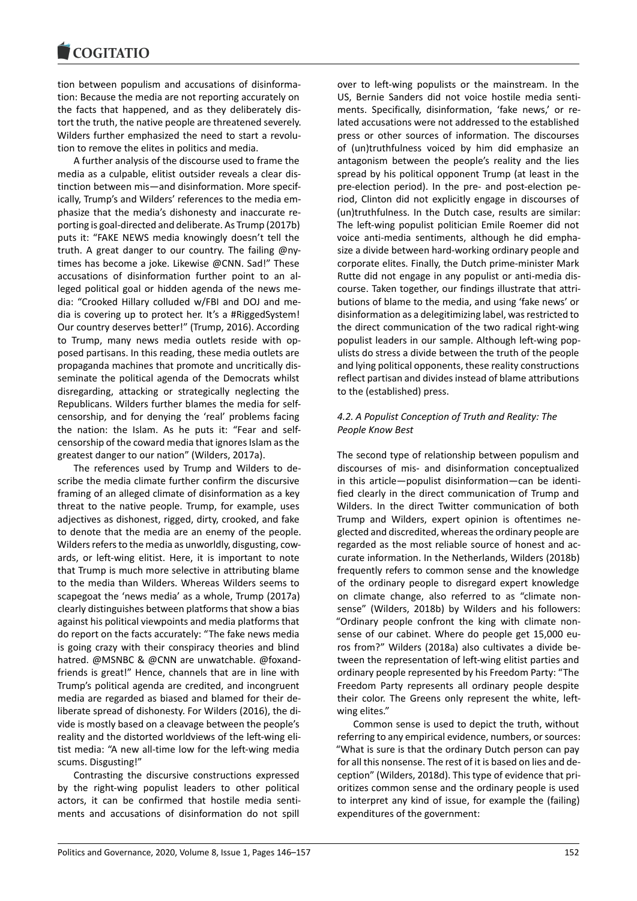tion between populism and accusations of disinformation: Because the media are not reporting accurately on the facts that happened, and as they deliberately distort the truth, the native people are threatened severely. Wilders further emphasized the need to start a revolution to remove the elites in politics and media.

A further analysis of the discourse used to frame the media as a culpable, elitist outsider reveals a clear distinction between mis—and disinformation. More specifically, Trump's and Wilders' references to the media emphasize that the media's dishonesty and inaccurate reporting is goal-directed and deliberate. As Trump (2017b) puts it: "FAKE NEWS media knowingly doesn't tell the truth. A great danger to our country. The failing @nytimes has become a joke. Likewise @CNN. Sad!" These accusations of disinformation further point to an alleged political goal or hidden agenda of the news media: "Crooked Hillary colluded w/FBI and DOJ and media is covering up to protect her. It's a #RiggedSystem! Our country deserves better!" (Trump, 2016). According to Trump, many news media outlets reside with opposed partisans. In this reading, these media outlets are propaganda machines that promote and uncritically disseminate the political agenda of the Democrats whilst disregarding, attacking or strategically neglecting the Republicans. Wilders further blames the media for self-censorship, and for denying the 'real' problems facing the nation: the Islam. As he puts it: "Fear and self-censorship of the coward media that ignores Islam as the greatest danger to our nation" (Wilders, 2017a).

The references used by Trump and Wilders to describe the media climate further confirm the discursive framing of an alleged climate of disinformation as a key threat to the native people. Trump, for example, uses adjectives as dishonest, rigged, dirty, crooked, and fake to denote that the media are an enemy of the people. Wilders refers to the media as unworldly, disgusting, cowards, or left-wing elitist. Here, it is important to note that Trump is much more selective in attributing blame to the media than Wilders. Whereas Wilders seems to scapegoat the 'news media' as a whole, Trump (2017a) clearly distinguishes between platforms that show a bias against his political viewpoints and media platforms that do report on the facts accurately: "The fake news media is going crazy with their conspiracy theories and blind hatred. @MSNBC & @CNN are unwatchable. @foxandfriends is great!" Hence, channels that are in line with Trump's political agenda are credited, and incongruent media are regarded as biased and blamed for their deliberate spread of dishonesty. For Wilders (2016), the divide is mostly based on a cleavage between the people's reality and the distorted worldviews of the left-wing elitist media: "A new all-time low for the left-wing media scums. Disgusting!"

Contrasting the discursive constructions expressed by the right-wing populist leaders to other political actors, it can be confirmed that hostile media sentiments and accusations of disinformation do not spill over to left-wing populists or the mainstream. In the US, Bernie Sanders did not voice hostile media sentiments. Specifically, disinformation, 'fake news,' or related accusations were not addressed to the established press or other sources of information. The discourses of (un)truthfulness voiced by him did emphasize an antagonism between the people's reality and the lies spread by his political opponent Trump (at least in the pre-election period). In the pre- and post-election period, Clinton did not explicitly engage in discourses of (un)truthfulness. In the Dutch case, results are similar: The left-wing populist politician Emile Roemer did not voice anti-media sentiments, although he did emphasize a divide between hard-working ordinary people and corporate elites. Finally, the Dutch prime-minister Mark Rutte did not engage in any populist or anti-media discourse. Taken together, our findings illustrate that attributions of blame to the media, and using 'fake news' or disinformation as a delegitimizing label, was restricted to the direct communication of the two radical right-wing populist leaders in our sample. Although left-wing populists do stress a divide between the truth of the people and lying political opponents, these reality constructions reflect partisan and divides instead of blame attributions to the (established) press.

### *4.2. A Populist Conception of Truth and Reality: The People Know Best*

The second type of relationship between populism and discourses of mis- and disinformation conceptualized in this article—populist disinformation—can be identified clearly in the direct communication of Trump and Wilders. In the direct Twitter communication of both Trump and Wilders, expert opinion is oftentimes neglected and discredited, whereas the ordinary people are regarded as the most reliable source of honest and accurate information. In the Netherlands, Wilders (2018b) frequently refers to common sense and the knowledge of the ordinary people to disregard expert knowledge on climate change, also referred to as "climate nonsense" (Wilders, 2018b) by Wilders and his followers: "Ordinary people confront the king with climate nonsense of our cabinet. Where do people get 15,000 euros from?" Wilders (2018a) also cultivates a divide between the representation of left-wing elitist parties and ordinary people represented by his Freedom Party: "The Freedom Party represents all ordinary people despite their color. The Greens only represent the white, left-wing elites."

Common sense is used to depict the truth, without referring to any empirical evidence, numbers, or sources: "What is sure is that the ordinary Dutch person can pay for all this nonsense. The rest of it is based on lies and deception" (Wilders, 2018d). This type of evidence that prioritizes common sense and the ordinary people is used to interpret any kind of issue, for example the (failing) expenditures of the government: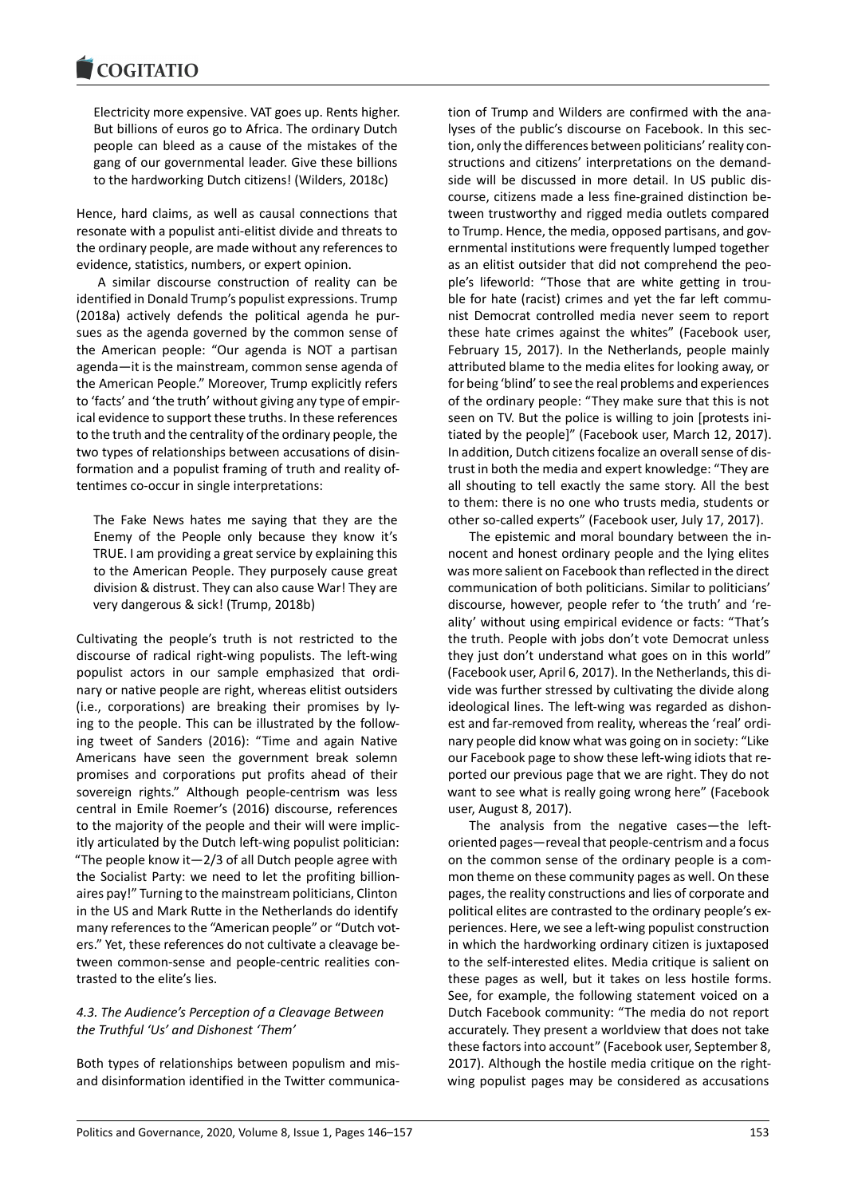> Electricity more expensive. VAT goes up. Rents higher. But billions of euros go to Africa. The ordinary Dutch people can bleed as a cause of the mistakes of the gang of our governmental leader. Give these billions to the hardworking Dutch citizens! (Wilders, 2018c)

Hence, hard claims, as well as causal connections that resonate with a populist anti-elitist divide and threats to the ordinary people, are made without any references to evidence, statistics, numbers, or expert opinion.

A similar discourse construction of reality can be identified in Donald Trump's populist expressions. Trump (2018a) actively defends the political agenda he pursues as the agenda governed by the common sense of the American people: "Our agenda is NOT a partisan agenda—it is the mainstream, common sense agenda of the American People." Moreover, Trump explicitly refers to 'facts' and 'the truth' without giving any type of empirical evidence to support these truths. In these references to the truth and the centrality of the ordinary people, the two types of relationships between accusations of disinformation and a populist framing of truth and reality oftentimes co-occur in single interpretations:

> The Fake News hates me saying that they are the Enemy of the People only because they know it's TRUE. I am providing a great service by explaining this to the American People. They purposely cause great division & distrust. They can also cause War! They are very dangerous & sick! (Trump, 2018b)

Cultivating the people's truth is not restricted to the discourse of radical right-wing populists. The left-wing populist actors in our sample emphasized that ordinary or native people are right, whereas elitist outsiders (i.e., corporations) are breaking their promises by lying to the people. This can be illustrated by the following tweet of Sanders (2016): "Time and again Native Americans have seen the government break solemn promises and corporations put profits ahead of their sovereign rights." Although people-centrism was less central in Emile Roemer's (2016) discourse, references to the majority of the people and their will were implicitly articulated by the Dutch left-wing populist politician: "The people know it—2/3 of all Dutch people agree with the Socialist Party: we need to let the profiting billionaires pay!" Turning to the mainstream politicians, Clinton in the US and Mark Rutte in the Netherlands do identify many references to the "American people" or "Dutch voters." Yet, these references do not cultivate a cleavage between common-sense and people-centric realities contrasted to the elite's lies.

### *4.3. The Audience's Perception of a Cleavage Between the Truthful 'Us' and Dishonest 'Them'*

Both types of relationships between populism and mis- and disinformation identified in the Twitter communication of Trump and Wilders are confirmed with the analyses of the public's discourse on Facebook. In this section, only the differences between politicians' reality constructions and citizens' interpretations on the demand-side will be discussed in more detail. In US public discourse, citizens made a less fine-grained distinction between trustworthy and rigged media outlets compared to Trump. Hence, the media, opposed partisans, and governmental institutions were frequently lumped together as an elitist outsider that did not comprehend the people's lifeworld: "Those that are white getting in trouble for hate (racist) crimes and yet the far left communist Democrat controlled media never seem to report these hate crimes against the whites" (Facebook user, February 15, 2017). In the Netherlands, people mainly attributed blame to the media elites for looking away, or for being 'blind' to see the real problems and experiences of the ordinary people: "They make sure that this is not seen on TV. But the police is willing to join [protests initiated by the people]" (Facebook user, March 12, 2017). In addition, Dutch citizens focalize an overall sense of distrust in both the media and expert knowledge: "They are all shouting to tell exactly the same story. All the best to them: there is no one who trusts media, students or other so-called experts" (Facebook user, July 17, 2017).

The epistemic and moral boundary between the innocent and honest ordinary people and the lying elites was more salient on Facebook than reflected in the direct communication of both politicians. Similar to politicians' discourse, however, people refer to 'the truth' and 'reality' without using empirical evidence or facts: "That's the truth. People with jobs don't vote Democrat unless they just don't understand what goes on in this world" (Facebook user, April 6, 2017). In the Netherlands, this divide was further stressed by cultivating the divide along ideological lines. The left-wing was regarded as dishonest and far-removed from reality, whereas the 'real' ordinary people did know what was going on in society: "Like our Facebook page to show these left-wing idiots that reported our previous page that we are right. They do not want to see what is really going wrong here" (Facebook user, August 8, 2017).

The analysis from the negative cases—the left-oriented pages—reveal that people-centrism and a focus on the common sense of the ordinary people is a common theme on these community pages as well. On these pages, the reality constructions and lies of corporate and political elites are contrasted to the ordinary people's experiences. Here, we see a left-wing populist construction in which the hardworking ordinary citizen is juxtaposed to the self-interested elites. Media critique is salient on these pages as well, but it takes on less hostile forms. See, for example, the following statement voiced on a Dutch Facebook community: "The media do not report accurately. They present a worldview that does not take these factors into account" (Facebook user, September 8, 2017). Although the hostile media critique on the right-wing populist pages may be considered as accusations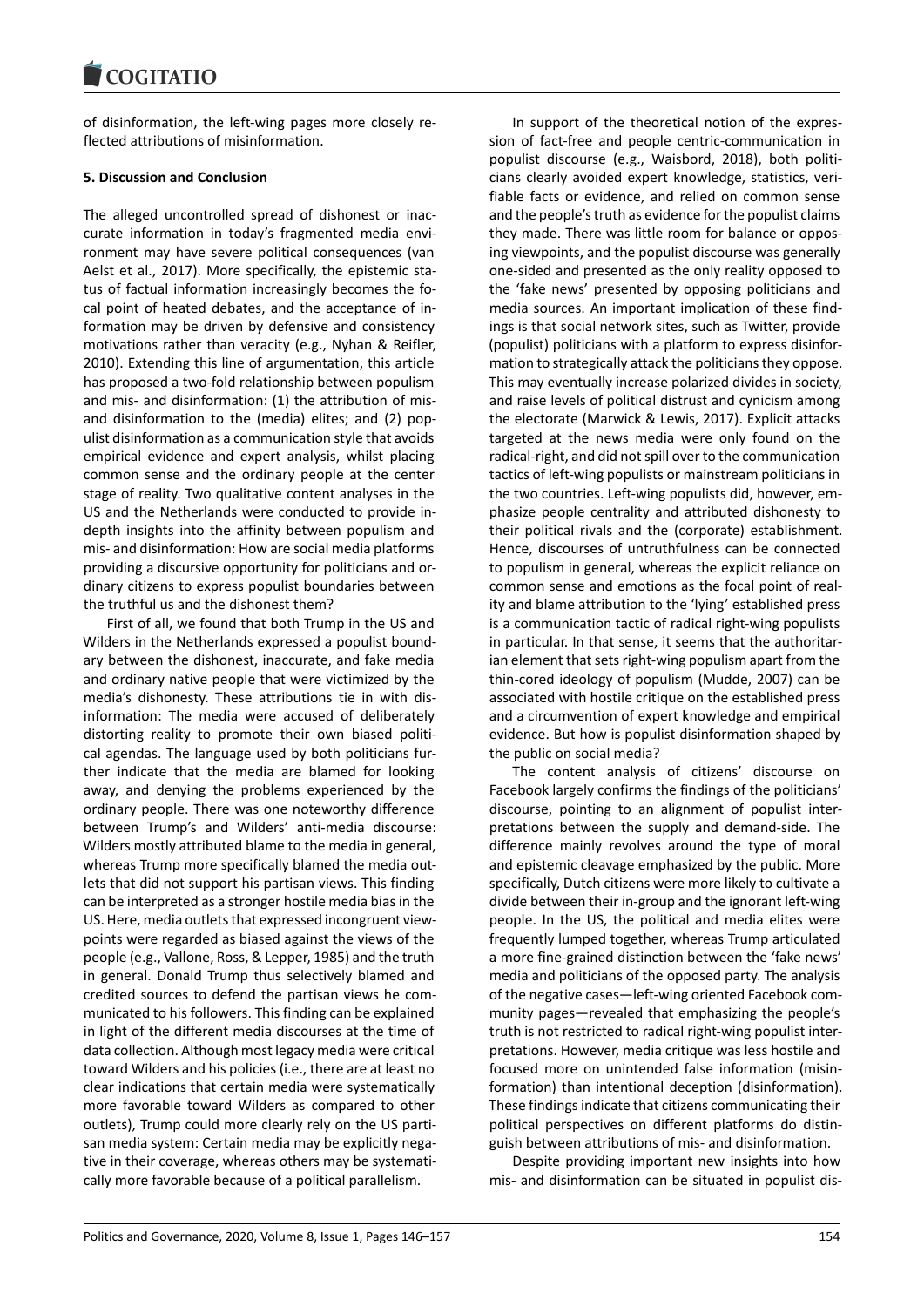of disinformation, the left-wing pages more closely reflected attributions of misinformation.

## 5. Discussion and Conclusion

The alleged uncontrolled spread of dishonest or inaccurate information in today's fragmented media environment may have severe political consequences (van Aelst et al., 2017). More specifically, the epistemic status of factual information increasingly becomes the focal point of heated debates, and the acceptance of information may be driven by defensive and consistency motivations rather than veracity (e.g., Nyhan & Reifler, 2010). Extending this line of argumentation, this article has proposed a two-fold relationship between populism and mis- and disinformation: (1) the attribution of mis- and disinformation to the (media) elites; and (2) populist disinformation as a communication style that avoids empirical evidence and expert analysis, whilst placing common sense and the ordinary people at the center stage of reality. Two qualitative content analyses in the US and the Netherlands were conducted to provide in-depth insights into the affinity between populism and mis- and disinformation: How are social media platforms providing a discursive opportunity for politicians and ordinary citizens to express populist boundaries between the truthful us and the dishonest them?

First of all, we found that both Trump in the US and Wilders in the Netherlands expressed a populist boundary between the dishonest, inaccurate, and fake media and ordinary native people that were victimized by the media's dishonesty. These attributions tie in with disinformation: The media were accused of deliberately distorting reality to promote their own biased political agendas. The language used by both politicians further indicate that the media are blamed for looking away, and denying the problems experienced by the ordinary people. There was one noteworthy difference between Trump's and Wilders' anti-media discourse: Wilders mostly attributed blame to the media in general, whereas Trump more specifically blamed the media outlets that did not support his partisan views. This finding can be interpreted as a stronger hostile media bias in the US. Here, media outlets that expressed incongruent viewpoints were regarded as biased against the views of the people (e.g., Vallone, Ross, & Lepper, 1985) and the truth in general. Donald Trump thus selectively blamed and credited sources to defend the partisan views he communicated to his followers. This finding can be explained in light of the different media discourses at the time of data collection. Although most legacy media were critical toward Wilders and his policies (i.e., there are at least no clear indications that certain media were systematically more favorable toward Wilders as compared to other outlets), Trump could more clearly rely on the US partisan media system: Certain media may be explicitly negative in their coverage, whereas others may be systematically more favorable because of a political parallelism.

In support of the theoretical notion of the expression of fact-free and people centric-communication in populist discourse (e.g., Waisbord, 2018), both politicians clearly avoided expert knowledge, statistics, verifiable facts or evidence, and relied on common sense and the people's truth as evidence for the populist claims they made. There was little room for balance or opposing viewpoints, and the populist discourse was generally one-sided and presented as the only reality opposed to the 'fake news' presented by opposing politicians and media sources. An important implication of these findings is that social network sites, such as Twitter, provide (populist) politicians with a platform to express disinformation to strategically attack the politicians they oppose. This may eventually increase polarized divides in society, and raise levels of political distrust and cynicism among the electorate (Marwick & Lewis, 2017). Explicit attacks targeted at the news media were only found on the radical-right, and did not spill over to the communication tactics of left-wing populists or mainstream politicians in the two countries. Left-wing populists did, however, emphasize people centrality and attributed dishonesty to their political rivals and the (corporate) establishment. Hence, discourses of untruthfulness can be connected to populism in general, whereas the explicit reliance on common sense and emotions as the focal point of reality and blame attribution to the 'lying' established press is a communication tactic of radical right-wing populists in particular. In that sense, it seems that the authoritarian element that sets right-wing populism apart from the thin-cored ideology of populism (Mudde, 2007) can be associated with hostile critique on the established press and a circumvention of expert knowledge and empirical evidence. But how is populist disinformation shaped by the public on social media?

The content analysis of citizens' discourse on Facebook largely confirms the findings of the politicians' discourse, pointing to an alignment of populist interpretations between the supply and demand-side. The difference mainly revolves around the type of moral and epistemic cleavage emphasized by the public. More specifically, Dutch citizens were more likely to cultivate a divide between their in-group and the ignorant left-wing people. In the US, the political and media elites were frequently lumped together, whereas Trump articulated a more fine-grained distinction between the 'fake news' media and politicians of the opposed party. The analysis of the negative cases—left-wing oriented Facebook community pages—revealed that emphasizing the people's truth is not restricted to radical right-wing populist interpretations. However, media critique was less hostile and focused more on unintended false information (misinformation) than intentional deception (disinformation). These findings indicate that citizens communicating their political perspectives on different platforms do distinguish between attributions of mis- and disinformation.

Despite providing important new insights into how mis- and disinformation can be situated in populist dis-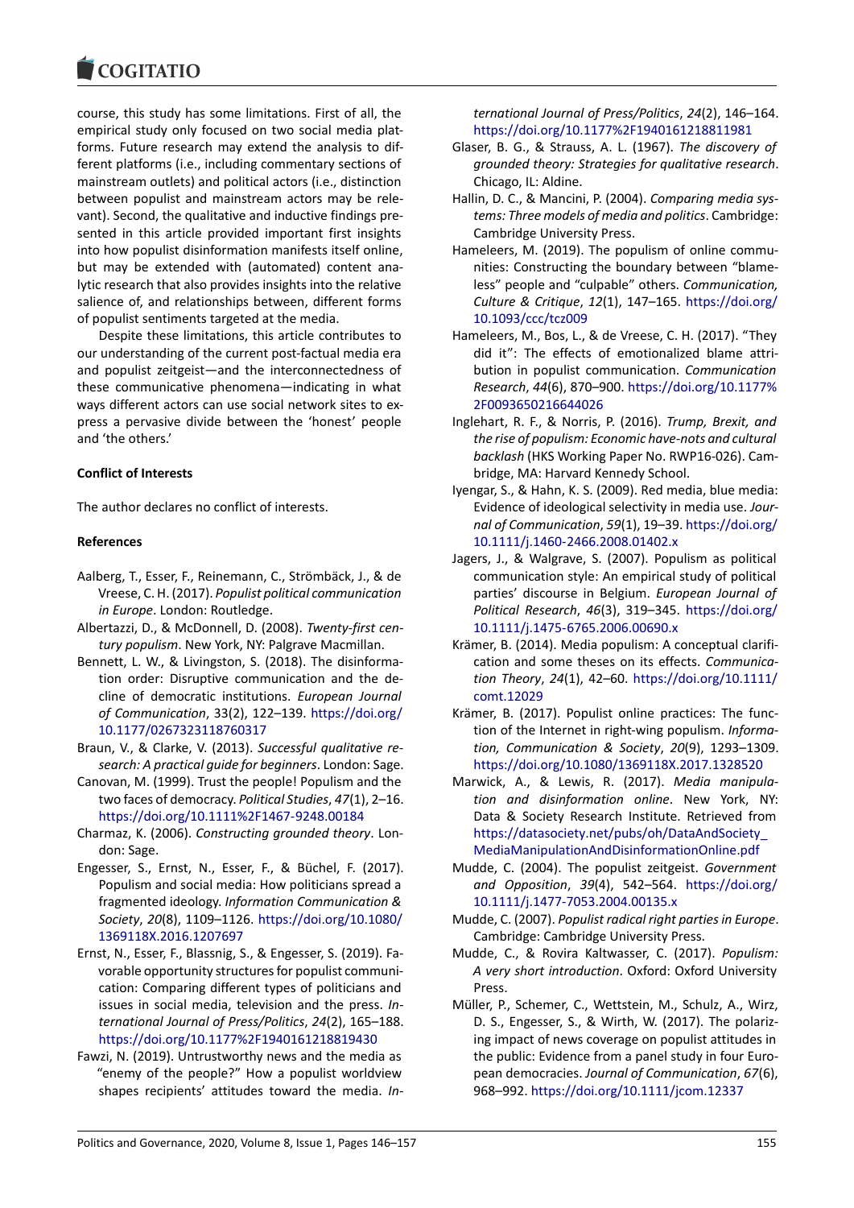course, this study has some limitations. First of all, the empirical study only focused on two social media platforms. Future research may extend the analysis to different platforms (i.e., including commentary sections of mainstream outlets) and political actors (i.e., distinction between populist and mainstream actors may be relevant). Second, the qualitative and inductive findings presented in this article provided important first insights into how populist disinformation manifests itself online, but may be extended with (automated) content analytic research that also provides insights into the relative salience of, and relationships between, different forms of populist sentiments targeted at the media.

Despite these limitations, this article contributes to our understanding of the current post-factual media era and populist zeitgeist—and the interconnectedness of these communicative phenomena—indicating in what ways different actors can use social network sites to express a pervasive divide between the 'honest' people and 'the others.'

**Conflict of Interests**

The author declares no conflict of interests.

**References**

Aalberg, T., Esser, F., Reinemann, C., Strömbäck, J., & de Vreese, C. H. (2017). *Populist political communication in Europe*. London: Routledge.

Albertazzi, D., & McDonnell, D. (2008). *Twenty-first century populism*. New York, NY: Palgrave Macmillan.

Bennett, L. W., & Livingston, S. (2018). The disinformation order: Disruptive communication and the decline of democratic institutions. *European Journal of Communication*, 33(2), 122–139. https://doi.org/10.1177/0267323118760317

Braun, V., & Clarke, V. (2013). *Successful qualitative research: A practical guide for beginners*. London: Sage.

Canovan, M. (1999). Trust the people! Populism and the two faces of democracy. *Political Studies*, *47*(1), 2–16. https://doi.org/10.1111%2F1467-9248.00184

Charmaz, K. (2006). *Constructing grounded theory*. London: Sage.

Engesser, S., Ernst, N., Esser, F., & Büchel, F. (2017). Populism and social media: How politicians spread a fragmented ideology. *Information Communication & Society*, *20*(8), 1109–1126. https://doi.org/10.1080/1369118X.2016.1207697

Ernst, N., Esser, F., Blassnig, S., & Engesser, S. (2019). Favorable opportunity structures for populist communication: Comparing different types of politicians and issues in social media, television and the press. *International Journal of Press/Politics*, *24*(2), 165–188. https://doi.org/10.1177%2F1940161218819430

Fawzi, N. (2019). Untrustworthy news and the media as "enemy of the people?" How a populist worldview shapes recipients' attitudes toward the media. *International Journal of Press/Politics*, *24*(2), 146–164. https://doi.org/10.1177%2F1940161218811981

Glaser, B. G., & Strauss, A. L. (1967). *The discovery of grounded theory: Strategies for qualitative research*. Chicago, IL: Aldine.

Hallin, D. C., & Mancini, P. (2004). *Comparing media systems: Three models of media and politics*. Cambridge: Cambridge University Press.

Hameleers, M. (2019). The populism of online communities: Constructing the boundary between "blameless" people and "culpable" others. *Communication, Culture & Critique*, *12*(1), 147–165. https://doi.org/10.1093/ccc/tcz009

Hameleers, M., Bos, L., & de Vreese, C. H. (2017). "They did it": The effects of emotionalized blame attribution in populist communication. *Communication Research*, *44*(6), 870–900. https://doi.org/10.1177%2F0093650216644026

Inglehart, R. F., & Norris, P. (2016). *Trump, Brexit, and the rise of populism: Economic have-nots and cultural backlash* (HKS Working Paper No. RWP16-026). Cambridge, MA: Harvard Kennedy School.

Iyengar, S., & Hahn, K. S. (2009). Red media, blue media: Evidence of ideological selectivity in media use. *Journal of Communication*, *59*(1), 19–39. https://doi.org/10.1111/j.1460-2466.2008.01402.x

Jagers, J., & Walgrave, S. (2007). Populism as political communication style: An empirical study of political parties' discourse in Belgium. *European Journal of Political Research*, *46*(3), 319–345. https://doi.org/10.1111/j.1475-6765.2006.00690.x

Krämer, B. (2014). Media populism: A conceptual clarification and some theses on its effects. *Communication Theory*, *24*(1), 42–60. https://doi.org/10.1111/comt.12029

Krämer, B. (2017). Populist online practices: The function of the Internet in right-wing populism. *Information, Communication & Society*, *20*(9), 1293–1309. https://doi.org/10.1080/1369118X.2017.1328520

Marwick, A., & Lewis, R. (2017). *Media manipulation and disinformation online*. New York, NY: Data & Society Research Institute. Retrieved from https://datasociety.net/pubs/oh/DataAndSociety_MediaManipulationAndDisinformationOnline.pdf

Mudde, C. (2004). The populist zeitgeist. *Government and Opposition*, *39*(4), 542–564. https://doi.org/10.1111/j.1477-7053.2004.00135.x

Mudde, C. (2007). *Populist radical right parties in Europe*. Cambridge: Cambridge University Press.

Mudde, C., & Rovira Kaltwasser, C. (2017). *Populism: A very short introduction*. Oxford: Oxford University Press.

Müller, P., Schemer, C., Wettstein, M., Schulz, A., Wirz, D. S., Engesser, S., & Wirth, W. (2017). The polarizing impact of news coverage on populist attitudes in the public: Evidence from a panel study in four European democracies. *Journal of Communication*, *67*(6), 968–992. https://doi.org/10.1111/jcom.12337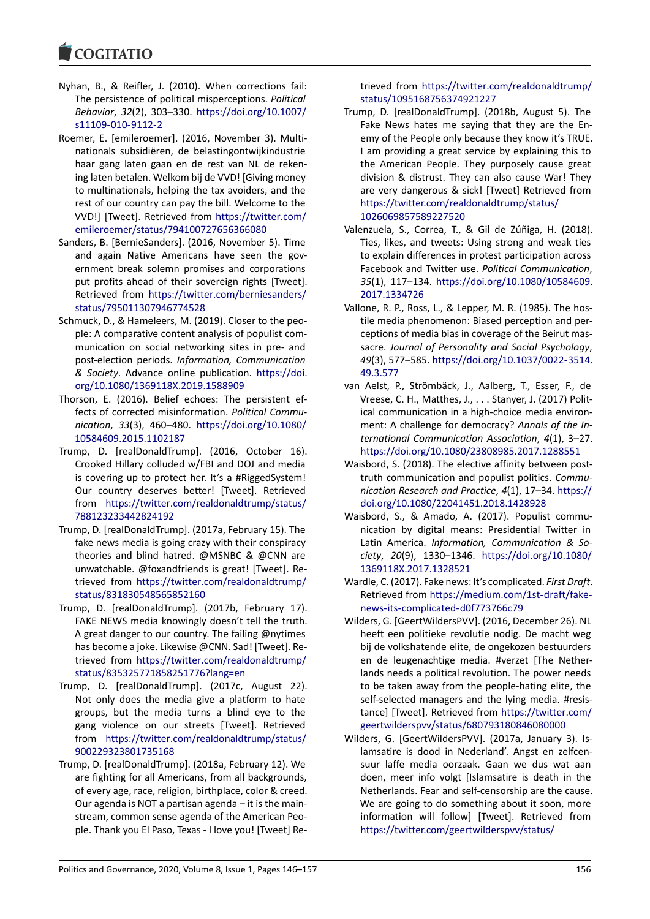Nyhan, B., & Reifler, J. (2010). When corrections fail: The persistence of political misperceptions. *Political Behavior*, *32*(2), 303–330. https://doi.org/10.1007/s11109-010-9112-2

Roemer, E. [emileroemer]. (2016, November 3). Multinationals subsidiëren, de belastingontwijkindustrie haar gang laten gaan en de rest van NL de rekening laten betalen. Welkom bij de VVD! [Giving money to multinationals, helping the tax avoiders, and the rest of our country can pay the bill. Welcome to the VVD!] [Tweet]. Retrieved from https://twitter.com/emileroemer/status/794100727656366080

Sanders, B. [BernieSanders]. (2016, November 5). Time and again Native Americans have seen the government break solemn promises and corporations put profits ahead of their sovereign rights [Tweet]. Retrieved from https://twitter.com/berniesanders/status/795011307946774528

Schmuck, D., & Hameleers, M. (2019). Closer to the people: A comparative content analysis of populist communication on social networking sites in pre- and post-election periods. *Information, Communication & Society*. Advance online publication. https://doi.org/10.1080/1369118X.2019.1588909

Thorson, E. (2016). Belief echoes: The persistent effects of corrected misinformation. *Political Communication*, *33*(3), 460–480. https://doi.org/10.1080/10584609.2015.1102187

Trump, D. [realDonaldTrump]. (2016, October 16). Crooked Hillary colluded w/FBI and DOJ and media is covering up to protect her. It's a #RiggedSystem! Our country deserves better! [Tweet]. Retrieved from https://twitter.com/realdonaldtrump/status/788123233442824192

Trump, D. [realDonaldTrump]. (2017a, February 15). The fake news media is going crazy with their conspiracy theories and blind hatred. @MSNBC & @CNN are unwatchable. @foxandfriends is great! [Tweet]. Retrieved from https://twitter.com/realdonaldtrump/status/831830548565852160

Trump, D. [realDonaldTrump]. (2017b, February 17). FAKE NEWS media knowingly doesn't tell the truth. A great danger to our country. The failing @nytimes has become a joke. Likewise @CNN. Sad! [Tweet]. Retrieved from https://twitter.com/realdonaldtrump/status/835325771858251776?lang=en

Trump, D. [realDonaldTrump]. (2017c, August 22). Not only does the media give a platform to hate groups, but the media turns a blind eye to the gang violence on our streets [Tweet]. Retrieved from https://twitter.com/realdonaldtrump/status/900229323801735168

Trump, D. [realDonaldTrump]. (2018a, February 12). We are fighting for all Americans, from all backgrounds, of every age, race, religion, birthplace, color & creed. Our agenda is NOT a partisan agenda – it is the mainstream, common sense agenda of the American People. Thank you El Paso, Texas - I love you! [Tweet] Retrieved from https://twitter.com/realdonaldtrump/status/1095168756374921227

Trump, D. [realDonaldTrump]. (2018b, August 5). The Fake News hates me saying that they are the Enemy of the People only because they know it's TRUE. I am providing a great service by explaining this to the American People. They purposely cause great division & distrust. They can also cause War! They are very dangerous & sick! [Tweet] Retrieved from https://twitter.com/realdonaldtrump/status/1026069857589227520

Valenzuela, S., Correa, T., & Gil de Zúñiga, H. (2018). Ties, likes, and tweets: Using strong and weak ties to explain differences in protest participation across Facebook and Twitter use. *Political Communication*, *35*(1), 117–134. https://doi.org/10.1080/10584609.2017.1334726

Vallone, R. P., Ross, L., & Lepper, M. R. (1985). The hostile media phenomenon: Biased perception and perceptions of media bias in coverage of the Beirut massacre. *Journal of Personality and Social Psychology*, *49*(3), 577–585. https://doi.org/10.1037/0022-3514.49.3.577

van Aelst, P., Strömbäck, J., Aalberg, T., Esser, F., de Vreese, C. H., Matthes, J., . . . Stanyer, J. (2017) Political communication in a high-choice media environment: A challenge for democracy? *Annals of the International Communication Association*, *4*(1), 3–27. https://doi.org/10.1080/23808985.2017.1288551

Waisbord, S. (2018). The elective affinity between post-truth communication and populist politics. *Communication Research and Practice*, *4*(1), 17–34. https://doi.org/10.1080/22041451.2018.1428928

Waisbord, S., & Amado, A. (2017). Populist communication by digital means: Presidential Twitter in Latin America. *Information, Communication & Society*, *20*(9), 1330–1346. https://doi.org/10.1080/1369118X.2017.1328521

Wardle, C. (2017). Fake news: It's complicated. *First Draft*. Retrieved from https://medium.com/1st-draft/fake-news-its-complicated-d0f773766c79

Wilders, G. [GeertWildersPVV]. (2016, December 26). NL heeft een politieke revolutie nodig. De macht weg bij de volkshatende elite, de ongekozen bestuurders en de leugenachtige media. #verzet [The Netherlands needs a political revolution. The power needs to be taken away from the people-hating elite, the self-selected managers and the lying media. #resistance] [Tweet]. Retrieved from https://twitter.com/geertwilderspvv/status/680793180846080000

Wilders, G. [GeertWildersPVV]. (2017a, January 3). Islamsatire is dood in Nederland'. Angst en zelfcensuur laffe media oorzaak. Gaan we dus wat aan doen, meer info volgt [Islamsatire is death in the Netherlands. Fear and self-censorship are the cause. We are going to do something about it soon, more information will follow] [Tweet]. Retrieved from https://twitter.com/geertwilderspvv/status/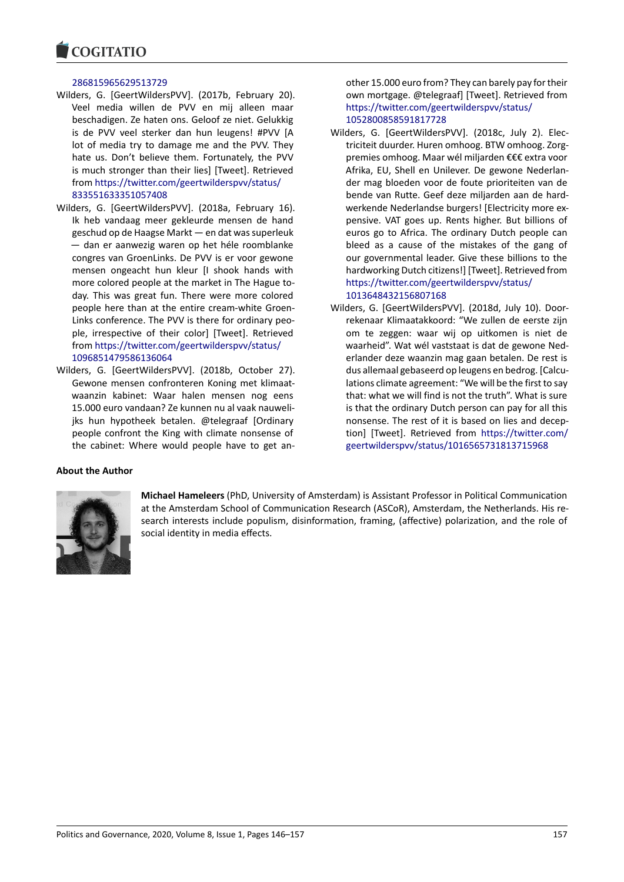286815965629513729

Wilders, G. [GeertWildersPVV]. (2017b, February 20). Veel media willen de PVV en mij alleen maar beschadigen. Ze haten ons. Geloof ze niet. Gelukkig is de PVV veel sterker dan hun leugens! #PVV [A lot of media try to damage me and the PVV. They hate us. Don't believe them. Fortunately, the PVV is much stronger than their lies] [Tweet]. Retrieved from https://twitter.com/geertwilderspvv/status/833551633351057408

Wilders, G. [GeertWildersPVV]. (2018a, February 16). Ik heb vandaag meer gekleurde mensen de hand geschud op de Haagse Markt — en dat was superleuk — dan er aanwezig waren op het héle roomblanke congres van GroenLinks. De PVV is er voor gewone mensen ongeacht hun kleur [I shook hands with more colored people at the market in The Hague today. This was great fun. There were more colored people here than at the entire cream-white GroenLinks conference. The PVV is there for ordinary people, irrespective of their color] [Tweet]. Retrieved from https://twitter.com/geertwilderspvv/status/1096851479586136064

Wilders, G. [GeertWildersPVV]. (2018b, October 27). Gewone mensen confronteren Koning met klimaatwaanzin kabinet: Waar halen mensen nog eens 15.000 euro vandaan? Ze kunnen nu al vaak nauwelijks hun hypotheek betalen. @telegraaf [Ordinary people confront the King with climate nonsense of the cabinet: Where would people have to get another 15.000 euro from? They can barely pay for their own mortgage. @telegraaf] [Tweet]. Retrieved from https://twitter.com/geertwilderspvv/status/1052800858591817728

Wilders, G. [GeertWildersPVV]. (2018c, July 2). Electriciteit duurder. Huren omhoog. BTW omhoog. Zorgpremies omhoog. Maar wél miljarden €€€ extra voor Afrika, EU, Shell en Unilever. De gewone Nederlander mag bloeden voor de foute prioriteiten van de bende van Rutte. Geef deze miljarden aan de hardwerkende Nederlandse burgers! [Electricity more expensive. VAT goes up. Rents higher. But billions of euros go to Africa. The ordinary Dutch people can bleed as a cause of the mistakes of the gang of our governmental leader. Give these billions to the hardworking Dutch citizens!] [Tweet]. Retrieved from https://twitter.com/geertwilderspvv/status/1013648432156807168

Wilders, G. [GeertWildersPVV]. (2018d, July 10). Doorrekenaar Klimaatakkoord: "We zullen de eerste zijn om te zeggen: waar wij op uitkomen is niet de waarheid". Wat wél vaststaat is dat de gewone Nederlander deze waanzin mag gaan betalen. De rest is dus allemaal gebaseerd op leugens en bedrog. [Calculations climate agreement: "We will be the first to say that: what we will find is not the truth". What is sure is that the ordinary Dutch person can pay for all this nonsense. The rest of it is based on lies and deception] [Tweet]. Retrieved from https://twitter.com/geertwilderspvv/status/1016565731813715968

**About the Author**

**Michael Hameleers** (PhD, University of Amsterdam) is Assistant Professor in Political Communication at the Amsterdam School of Communication Research (ASCoR), Amsterdam, the Netherlands. His research interests include populism, disinformation, framing, (affective) polarization, and the role of social identity in media effects.